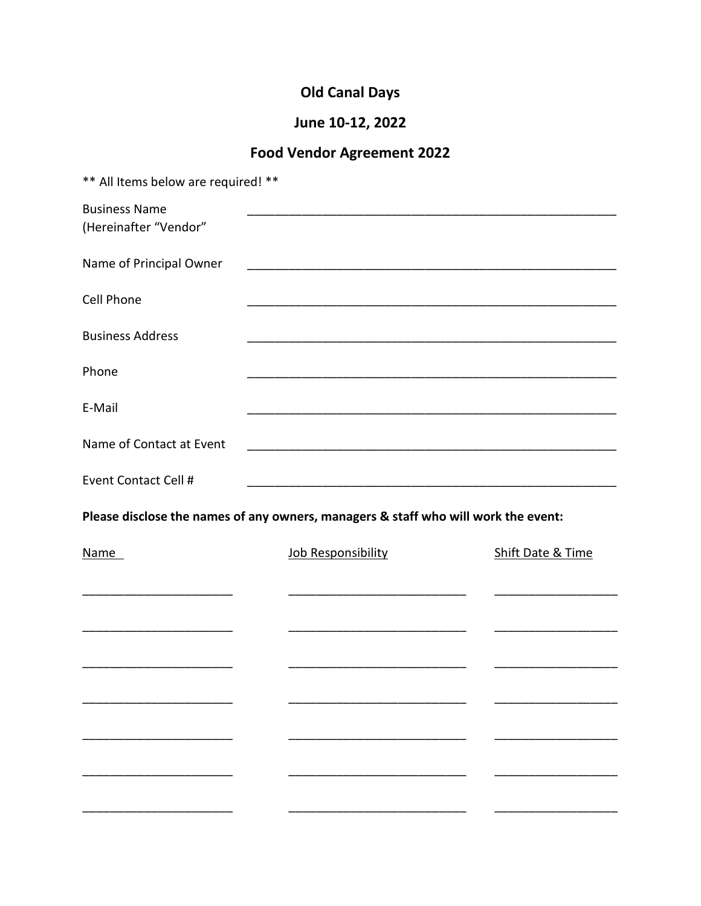# Old Canal Days

## June 10-12, 2022

## Food Vendor Agreement 2022

** All Items below are required! **

| | |
|---|---|
| Business Name (Hereinafter "Vendor" | _______________________________________________ |
| Name of Principal Owner | _______________________________________________ |
| Cell Phone | _______________________________________________ |
| Business Address | _______________________________________________ |
| Phone | _______________________________________________ |
| E-Mail | _______________________________________________ |
| Name of Contact at Event | _______________________________________________ |
| Event Contact Cell # | _______________________________________________ |

**Please disclose the names of any owners, managers & staff who will work the event:**

| Name | Job Responsibility | Shift Date & Time |
|---|---|---|
| ____________________ | ______________________ | ______________ |
| ____________________ | ______________________ | ______________ |
| ____________________ | ______________________ | ______________ |
| ____________________ | ______________________ | ______________ |
| ____________________ | ______________________ | ______________ |
| ____________________ | ______________________ | ______________ |
| ____________________ | ______________________ | ______________ |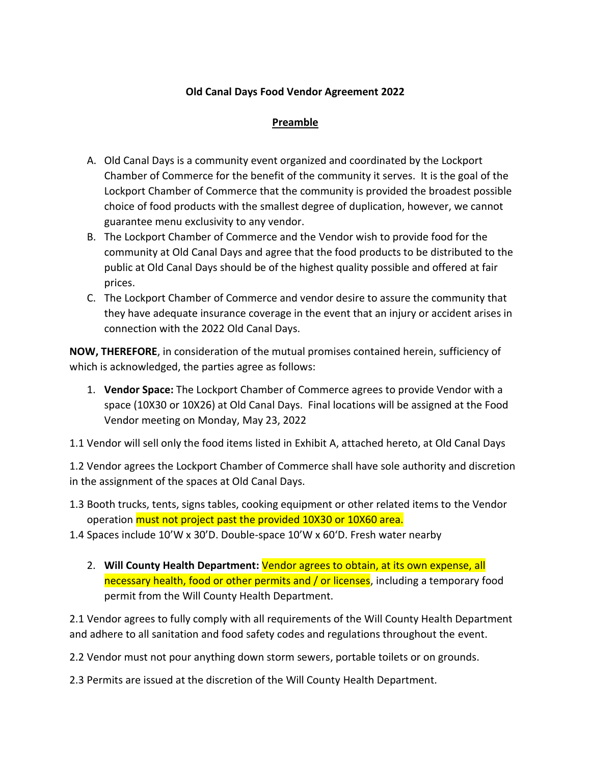**Old Canal Days Food Vendor Agreement 2022**

**Preamble**

A. Old Canal Days is a community event organized and coordinated by the Lockport Chamber of Commerce for the benefit of the community it serves. It is the goal of the Lockport Chamber of Commerce that the community is provided the broadest possible choice of food products with the smallest degree of duplication, however, we cannot guarantee menu exclusivity to any vendor.
B. The Lockport Chamber of Commerce and the Vendor wish to provide food for the community at Old Canal Days and agree that the food products to be distributed to the public at Old Canal Days should be of the highest quality possible and offered at fair prices.
C. The Lockport Chamber of Commerce and vendor desire to assure the community that they have adequate insurance coverage in the event that an injury or accident arises in connection with the 2022 Old Canal Days.

**NOW, THEREFORE**, in consideration of the mutual promises contained herein, sufficiency of which is acknowledged, the parties agree as follows:

1. **Vendor Space:** The Lockport Chamber of Commerce agrees to provide Vendor with a space (10X30 or 10X26) at Old Canal Days. Final locations will be assigned at the Food Vendor meeting on Monday, May 23, 2022

1.1 Vendor will sell only the food items listed in Exhibit A, attached hereto, at Old Canal Days

1.2 Vendor agrees the Lockport Chamber of Commerce shall have sole authority and discretion in the assignment of the spaces at Old Canal Days.

1.3 Booth trucks, tents, signs tables, cooking equipment or other related items to the Vendor operation must not project past the provided 10X30 or 10X60 area.

1.4 Spaces include 10'W x 30'D. Double-space 10'W x 60'D. Fresh water nearby

2. **Will County Health Department:** Vendor agrees to obtain, at its own expense, all necessary health, food or other permits and / or licenses, including a temporary food permit from the Will County Health Department.

2.1 Vendor agrees to fully comply with all requirements of the Will County Health Department and adhere to all sanitation and food safety codes and regulations throughout the event.

2.2 Vendor must not pour anything down storm sewers, portable toilets or on grounds.

2.3 Permits are issued at the discretion of the Will County Health Department.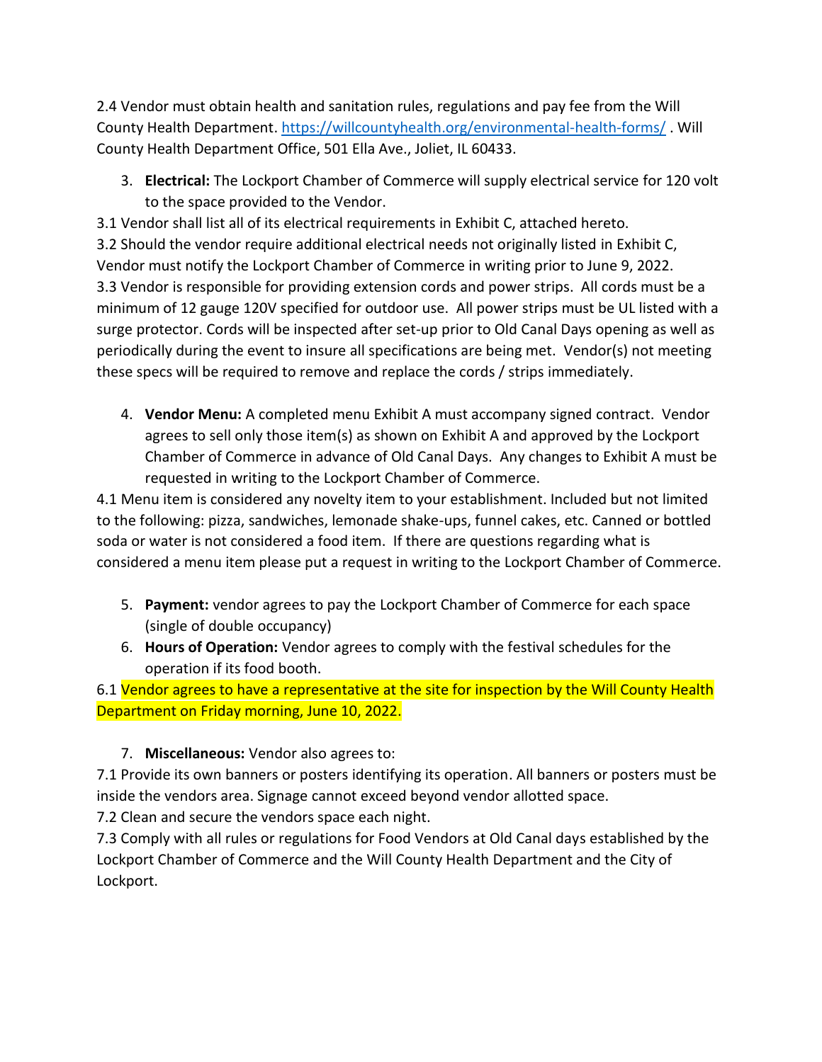2.4 Vendor must obtain health and sanitation rules, regulations and pay fee from the Will County Health Department. https://willcountyhealth.org/environmental-health-forms/ . Will County Health Department Office, 501 Ella Ave., Joliet, IL 60433.

3. **Electrical:** The Lockport Chamber of Commerce will supply electrical service for 120 volt to the space provided to the Vendor.

3.1 Vendor shall list all of its electrical requirements in Exhibit C, attached hereto.
3.2 Should the vendor require additional electrical needs not originally listed in Exhibit C, Vendor must notify the Lockport Chamber of Commerce in writing prior to June 9, 2022.
3.3 Vendor is responsible for providing extension cords and power strips. All cords must be a minimum of 12 gauge 120V specified for outdoor use. All power strips must be UL listed with a surge protector. Cords will be inspected after set-up prior to Old Canal Days opening as well as periodically during the event to insure all specifications are being met. Vendor(s) not meeting these specs will be required to remove and replace the cords / strips immediately.

4. **Vendor Menu:** A completed menu Exhibit A must accompany signed contract. Vendor agrees to sell only those item(s) as shown on Exhibit A and approved by the Lockport Chamber of Commerce in advance of Old Canal Days. Any changes to Exhibit A must be requested in writing to the Lockport Chamber of Commerce.

4.1 Menu item is considered any novelty item to your establishment. Included but not limited to the following: pizza, sandwiches, lemonade shake-ups, funnel cakes, etc. Canned or bottled soda or water is not considered a food item. If there are questions regarding what is considered a menu item please put a request in writing to the Lockport Chamber of Commerce.

5. **Payment:** vendor agrees to pay the Lockport Chamber of Commerce for each space (single of double occupancy)
6. **Hours of Operation:** Vendor agrees to comply with the festival schedules for the operation if its food booth.

6.1 Vendor agrees to have a representative at the site for inspection by the Will County Health Department on Friday morning, June 10, 2022.

7. **Miscellaneous:** Vendor also agrees to:

7.1 Provide its own banners or posters identifying its operation. All banners or posters must be inside the vendors area. Signage cannot exceed beyond vendor allotted space.
7.2 Clean and secure the vendors space each night.
7.3 Comply with all rules or regulations for Food Vendors at Old Canal days established by the Lockport Chamber of Commerce and the Will County Health Department and the City of Lockport.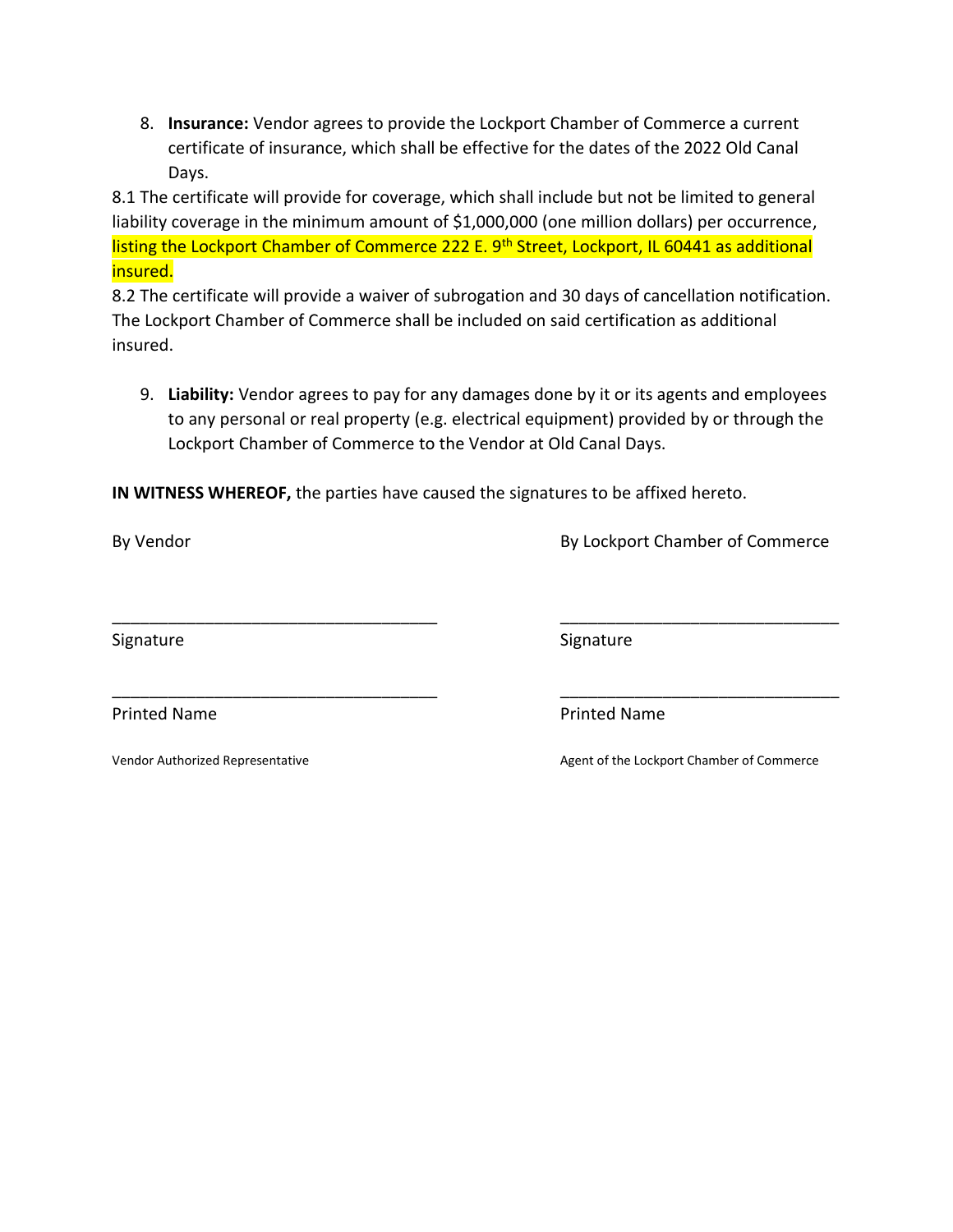8. **Insurance:** Vendor agrees to provide the Lockport Chamber of Commerce a current certificate of insurance, which shall be effective for the dates of the 2022 Old Canal Days.

8.1 The certificate will provide for coverage, which shall include but not be limited to general liability coverage in the minimum amount of $1,000,000 (one million dollars) per occurrence, listing the Lockport Chamber of Commerce 222 E. 9th Street, Lockport, IL 60441 as additional insured.

8.2 The certificate will provide a waiver of subrogation and 30 days of cancellation notification. The Lockport Chamber of Commerce shall be included on said certification as additional insured.

9. **Liability:** Vendor agrees to pay for any damages done by it or its agents and employees to any personal or real property (e.g. electrical equipment) provided by or through the Lockport Chamber of Commerce to the Vendor at Old Canal Days.

**IN WITNESS WHEREOF,** the parties have caused the signatures to be affixed hereto.

By Vendor

___________________________________
Signature

___________________________________
Printed Name

Vendor Authorized Representative

By Lockport Chamber of Commerce

______________________________
Signature

______________________________
Printed Name

Agent of the Lockport Chamber of Commerce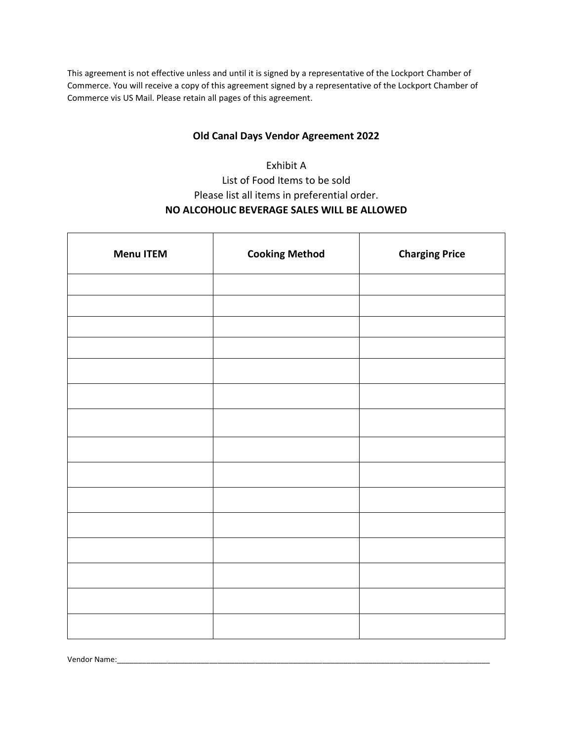This agreement is not effective unless and until it is signed by a representative of the Lockport Chamber of Commerce. You will receive a copy of this agreement signed by a representative of the Lockport Chamber of Commerce vis US Mail. Please retain all pages of this agreement.

**Old Canal Days Vendor Agreement 2022**

Exhibit A

List of Food Items to be sold

Please list all items in preferential order.

**NO ALCOHOLIC BEVERAGE SALES WILL BE ALLOWED**

| Menu ITEM | Cooking Method | Charging Price |
|---|---|---|
| | | |
| | | |
| | | |
| | | |
| | | |
| | | |
| | | |
| | | |
| | | |
| | | |
| | | |
| | | |
| | | |
| | | |
| | | |

Vendor Name:\_\_\_\_\_\_\_\_\_\_\_\_\_\_\_\_\_\_\_\_\_\_\_\_\_\_\_\_\_\_\_\_\_\_\_\_\_\_\_\_\_\_\_\_\_\_\_\_\_\_\_\_\_\_\_\_\_\_\_\_\_\_\_\_\_\_\_\_\_\_\_\_\_\_\_\_\_\_\_\_\_\_\_\_\_\_\_\_\_\_\_\_\_\_\_\_\_\_\_\_\_\_\_\_\_\_\_\_\_\_\_\_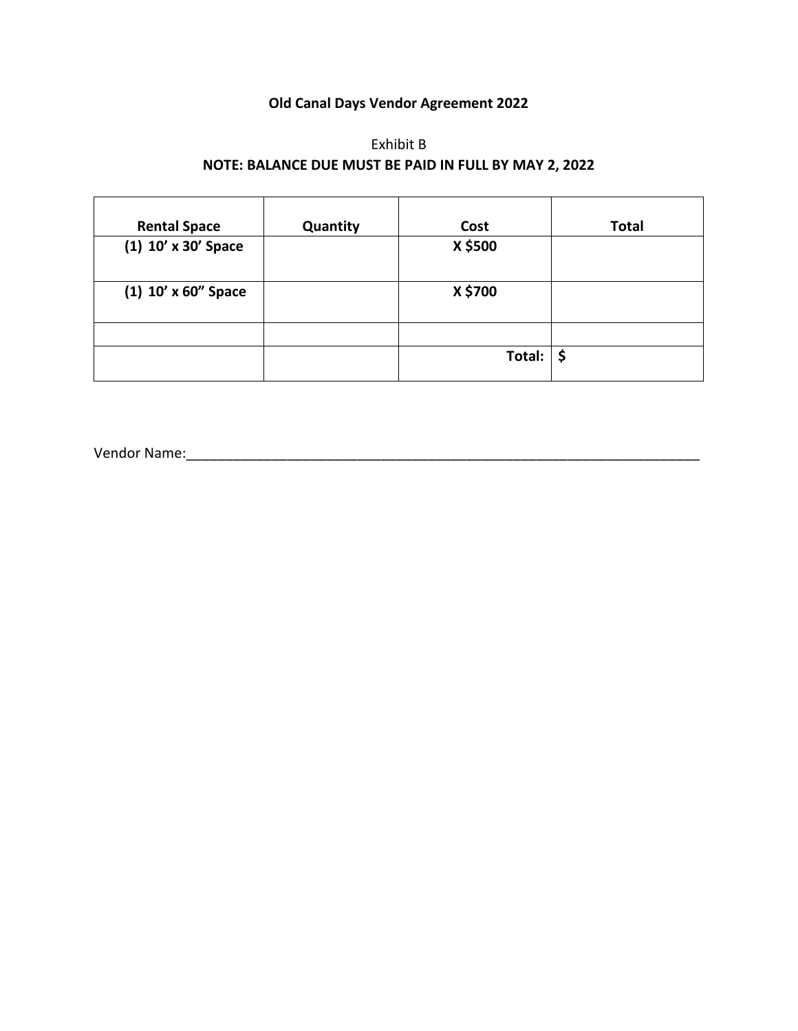**Old Canal Days Vendor Agreement 2022**

Exhibit B

**NOTE: BALANCE DUE MUST BE PAID IN FULL BY MAY 2, 2022**

| Rental Space | Quantity | Cost | Total |
|---|---|---|---|
| **(1) 10' x 30' Space** | | **X $500** | |
| **(1) 10' x 60" Space** | | **X $700** | |
| | | | |
| | | **Total:** | **$** |

Vendor Name:______________________________________________________________________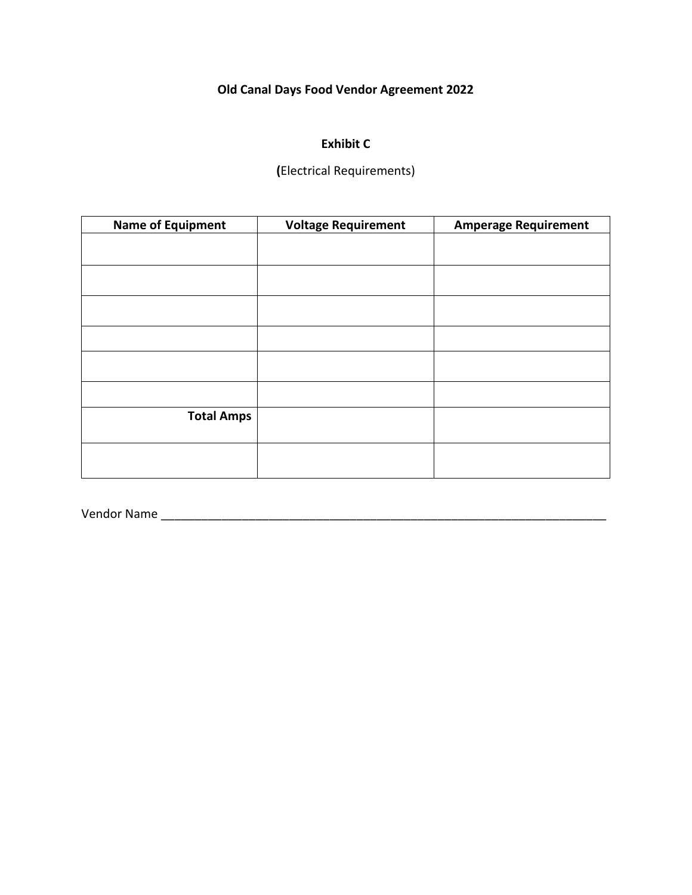**Old Canal Days Food Vendor Agreement 2022**

**Exhibit C**

**(**Electrical Requirements)

| Name of Equipment | Voltage Requirement | Amperage Requirement |
| --- | --- | --- |
| | | |
| | | |
| | | |
| | | |
| | | |
| | | |
| **Total Amps** | | |
| | | |

Vendor Name ______________________________________________________________________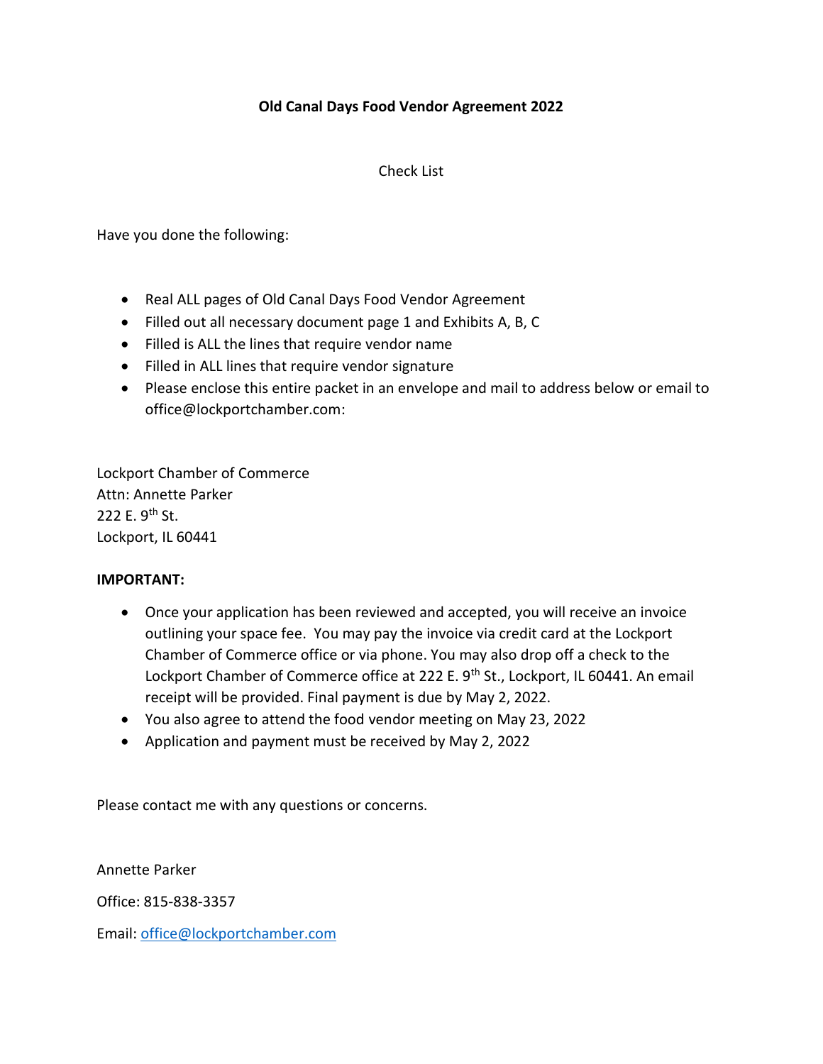**Old Canal Days Food Vendor Agreement 2022**

Check List

Have you done the following:

- Real ALL pages of Old Canal Days Food Vendor Agreement
- Filled out all necessary document page 1 and Exhibits A, B, C
- Filled is ALL the lines that require vendor name
- Filled in ALL lines that require vendor signature
- Please enclose this entire packet in an envelope and mail to address below or email to office@lockportchamber.com:

Lockport Chamber of Commerce
Attn: Annette Parker
222 E. 9th St.
Lockport, IL 60441

**IMPORTANT:**

- Once your application has been reviewed and accepted, you will receive an invoice outlining your space fee. You may pay the invoice via credit card at the Lockport Chamber of Commerce office or via phone. You may also drop off a check to the Lockport Chamber of Commerce office at 222 E. 9th St., Lockport, IL 60441. An email receipt will be provided. Final payment is due by May 2, 2022.
- You also agree to attend the food vendor meeting on May 23, 2022
- Application and payment must be received by May 2, 2022

Please contact me with any questions or concerns.

Annette Parker

Office: 815-838-3357

Email: office@lockportchamber.com